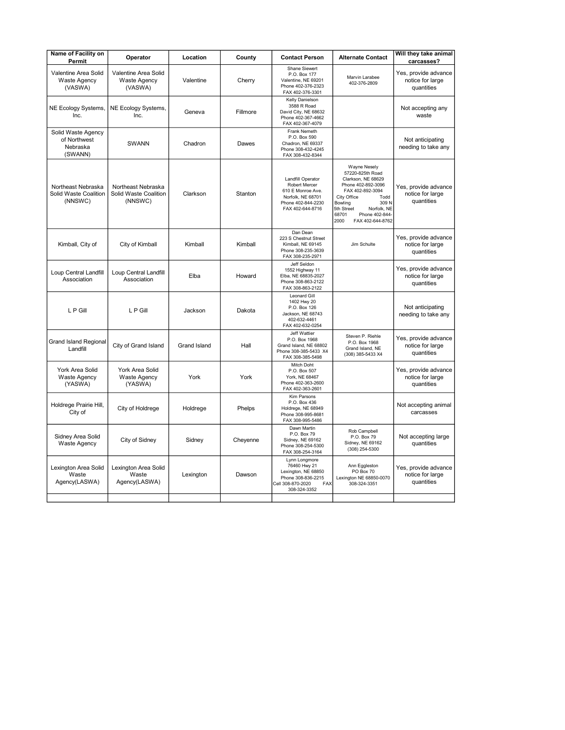| Name of Facility on Permit | Operator | Location | County | Contact Person | Alternate Contact | Will they take animal carcasses? |
|---|---|---|---|---|---|---|
| Valentine Area Solid Waste Agency (VASWA) | Valentine Area Solid Waste Agency (VASWA) | Valentine | Cherry | Shane Siewert P.O. Box 177 Valentine, NE 69201 Phone 402-376-2323 FAX 402-376-3301 | Marvin Larabee 402-376-2809 | Yes, provide advance notice for large quantities |
| NE Ecology Systems, Inc. | NE Ecology Systems, Inc. | Geneva | Fillmore | Kelly Danielson 3588 R Road David City, NE 68632 Phone 402-367-4662 FAX 402-367-4079 | | Not accepting any waste |
| Solid Waste Agency of Northwest Nebraska (SWANN) | SWANN | Chadron | Dawes | Frank Nemeth P.O. Box 590 Chadron, NE 69337 Phone 308-432-4245 FAX 308-432-8344 | | Not anticipating needing to take any |
| Northeast Nebraska Solid Waste Coalition (NNSWC) | Northeast Nebraska Solid Waste Coalition (NNSWC) | Clarkson | Stanton | Landfill Operator Robert Mercer 610 E Monroe Ave. Norfolk, NE 68701 Phone 402-844-2230 FAX 402-644-8716 | Wayne Nesely 57220-825th Road Clarkson, NE 68629 Phone 402-892-3096 FAX 402-892-3094 City Office Todd Bowling 309 N 5th Street Norfolk, NE 68701 Phone 402-844-2000 FAX 402-644-8762 | Yes, provide advance notice for large quantities |
| Kimball, City of | City of Kimball | Kimball | Kimball | Dan Dean 223 S Chestnut Street Kimball, NE 69145 Phone 308-235-3639 FAX 308-235-2971 | Jim Schulte | Yes, provide advance notice for large quantities |
| Loup Central Landfill Association | Loup Central Landfill Association | Elba | Howard | Jeff Seldon 1552 Highway 11 Elba, NE 68835-2027 Phone 308-863-2122 FAX 308-863-2122 | | Yes, provide advance notice for large quantities |
| L P Gill | L P Gill | Jackson | Dakota | Leonard Gill 1402 Hwy 20 P.O. Box 126 Jackson, NE 68743 402-632-4461 FAX 402-632-0254 | | Not anticipating needing to take any |
| Grand Island Regional Landfill | City of Grand Island | Grand Island | Hall | Jeff Wattier P.O. Box 1968 Grand Island, NE 68802 Phone 308-385-5433 X4 FAX 308-385-5498 | Steven P. Riehle P.O. Box 1968 Grand Island, NE (308) 385-5433 X4 | Yes, provide advance notice for large quantities |
| York Area Solid Waste Agency (YASWA) | York Area Solid Waste Agency (YASWA) | York | York | Mitch Doht P.O. Box 507 York, NE 68467 Phone 402-363-2600 FAX 402-363-2601 | | Yes, provide advance notice for large quantities |
| Holdrege Prairie Hill, City of | City of Holdrege | Holdrege | Phelps | Kim Parsons P.O. Box 436 Holdrege, NE 68949 Phone 308-995-8681 FAX 308-995-5486 | | Not accepting animal carcasses |
| Sidney Area Solid Waste Agency | City of Sidney | Sidney | Cheyenne | Dawn Martin P.O. Box 79 Sidney, NE 69162 Phone 308-254-5300 FAX 308-254-3164 | Rob Campbell P.O. Box 79 Sidney, NE 69162 (308) 254-5300 | Not accepting large quantities |
| Lexington Area Solid Waste Agency(LASWA) | Lexington Area Solid Waste Agency(LASWA) | Lexington | Dawson | Lynn Longmore 76460 Hwy 21 Lexington, NE 68850 Phone 308-836-2215 Cell 308-870-2020 FAX 308-324-3352 | Ann Eggleston PO Box 70 Lexington NE 68850-0070 308-324-3351 | Yes, provide advance notice for large quantities |
| | | | | | | |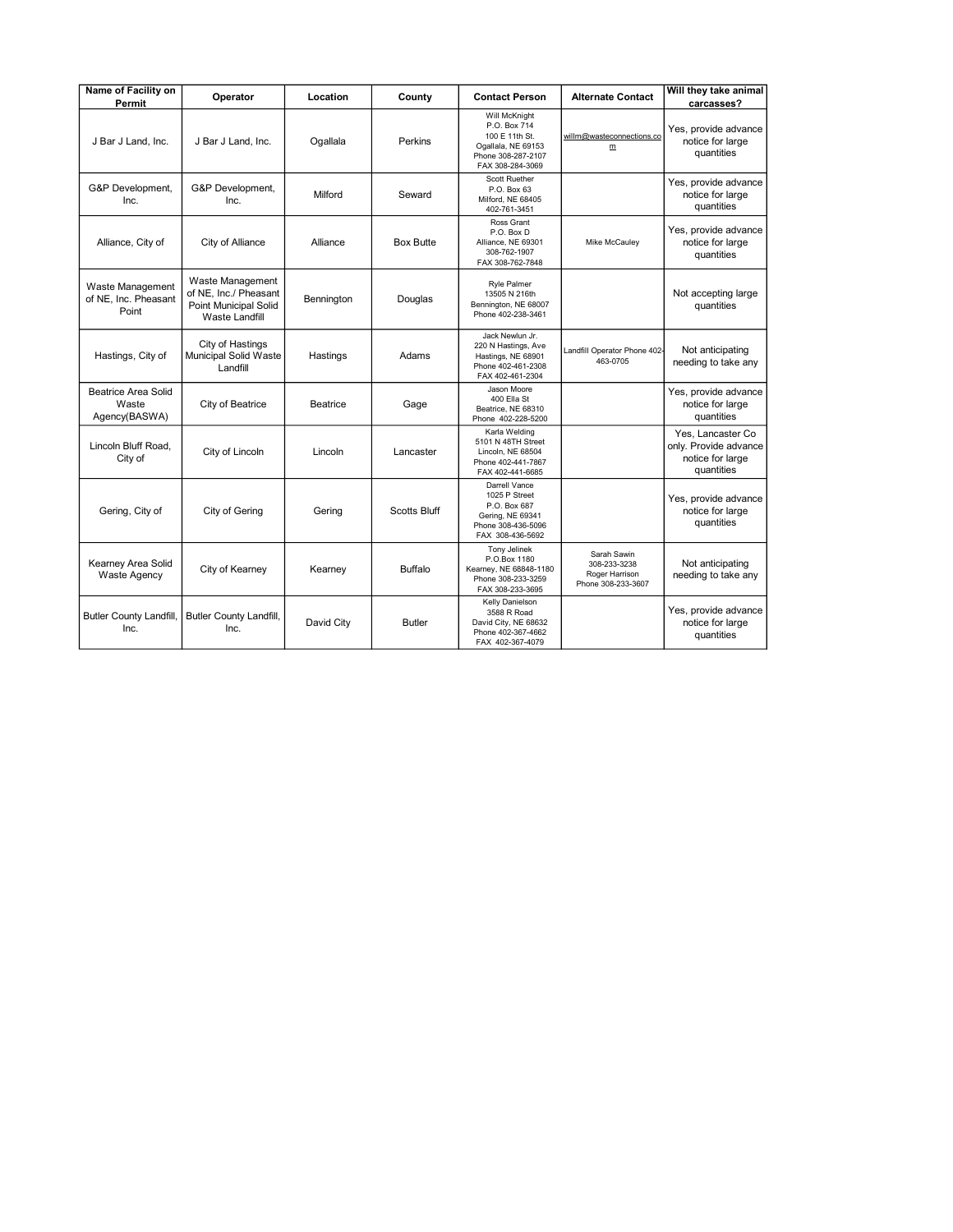| Name of Facility on Permit | Operator | Location | County | Contact Person | Alternate Contact | Will they take animal carcasses? |
|---|---|---|---|---|---|---|
| J Bar J Land, Inc. | J Bar J Land, Inc. | Ogallala | Perkins | Will McKnight<br>P.O. Box 714<br>100 E 11th St.<br>Ogallala, NE 69153<br>Phone 308-287-2107<br>FAX 308-284-3069 | willm@wasteconnections.com | Yes, provide advance notice for large quantities |
| G&P Development, Inc. | G&P Development, Inc. | Milford | Seward | Scott Ruether<br>P.O. Box 63<br>Milford, NE 68405<br>402-761-3451 | | Yes, provide advance notice for large quantities |
| Alliance, City of | City of Alliance | Alliance | Box Butte | Ross Grant<br>P.O. Box D<br>Alliance, NE 69301<br>308-762-1907<br>FAX 308-762-7848 | Mike McCauley | Yes, provide advance notice for large quantities |
| Waste Management of NE, Inc. Pheasant Point | Waste Management of NE, Inc./ Pheasant Point Municipal Solid Waste Landfill | Bennington | Douglas | Ryle Palmer<br>13505 N 216th<br>Bennington, NE 68007<br>Phone 402-238-3461 | | Not accepting large quantities |
| Hastings, City of | City of Hastings Municipal Solid Waste Landfill | Hastings | Adams | Jack Newlun Jr.<br>220 N Hastings, Ave<br>Hastings, NE 68901<br>Phone 402-461-2308<br>FAX 402-461-2304 | Landfill Operator Phone 402-463-0705 | Not anticipating needing to take any |
| Beatrice Area Solid Waste Agency(BASWA) | City of Beatrice | Beatrice | Gage | Jason Moore<br>400 Ella St<br>Beatrice, NE 68310<br>Phone 402-228-5200 | | Yes, provide advance notice for large quantities |
| Lincoln Bluff Road, City of | City of Lincoln | Lincoln | Lancaster | Karla Welding<br>5101 N 48TH Street<br>Lincoln, NE 68504<br>Phone 402-441-7867<br>FAX 402-441-6685 | | Yes, Lancaster Co only. Provide advance notice for large quantities |
| Gering, City of | City of Gering | Gering | Scotts Bluff | Darrell Vance<br>1025 P Street<br>P.O. Box 687<br>Gering, NE 69341<br>Phone 308-436-5096<br>FAX 308-436-5692 | | Yes, provide advance notice for large quantities |
| Kearney Area Solid Waste Agency | City of Kearney | Kearney | Buffalo | Tony Jelinek<br>P.O.Box 1180<br>Kearney, NE 68848-1180<br>Phone 308-233-3259<br>FAX 308-233-3695 | Sarah Sawin<br>308-233-3238<br>Roger Harrison<br>Phone 308-233-3607 | Not anticipating needing to take any |
| Butler County Landfill, Inc. | Butler County Landfill, Inc. | David City | Butler | Kelly Danielson<br>3588 R Road<br>David City, NE 68632<br>Phone 402-367-4662<br>FAX 402-367-4079 | | Yes, provide advance notice for large quantities |